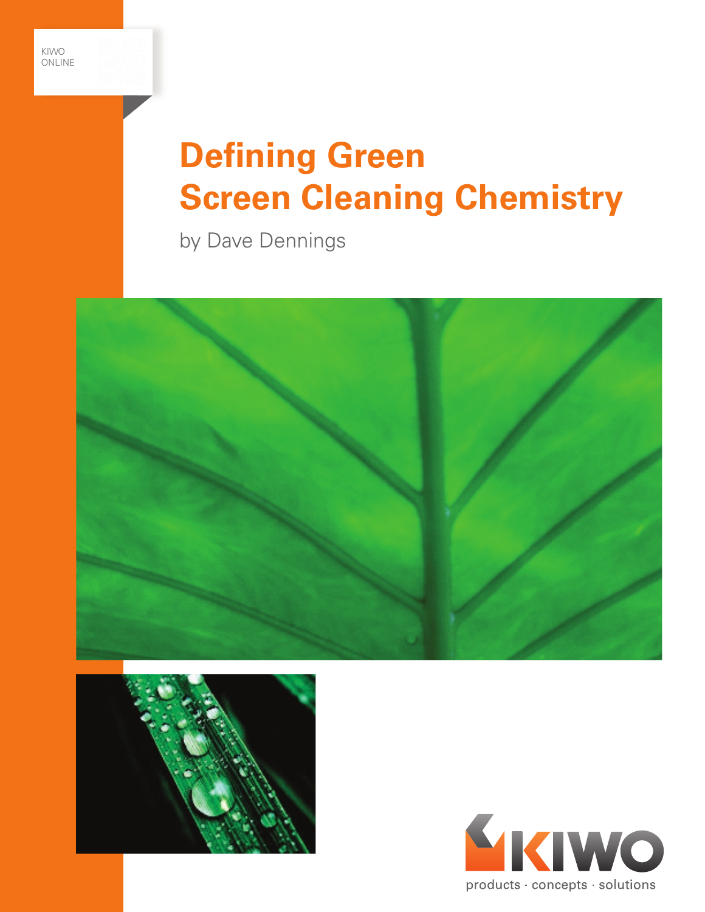KIWO ONLINE

# Defining Green Screen Cleaning Chemistry

by Dave Dennings

KIWO

products · concepts · solutions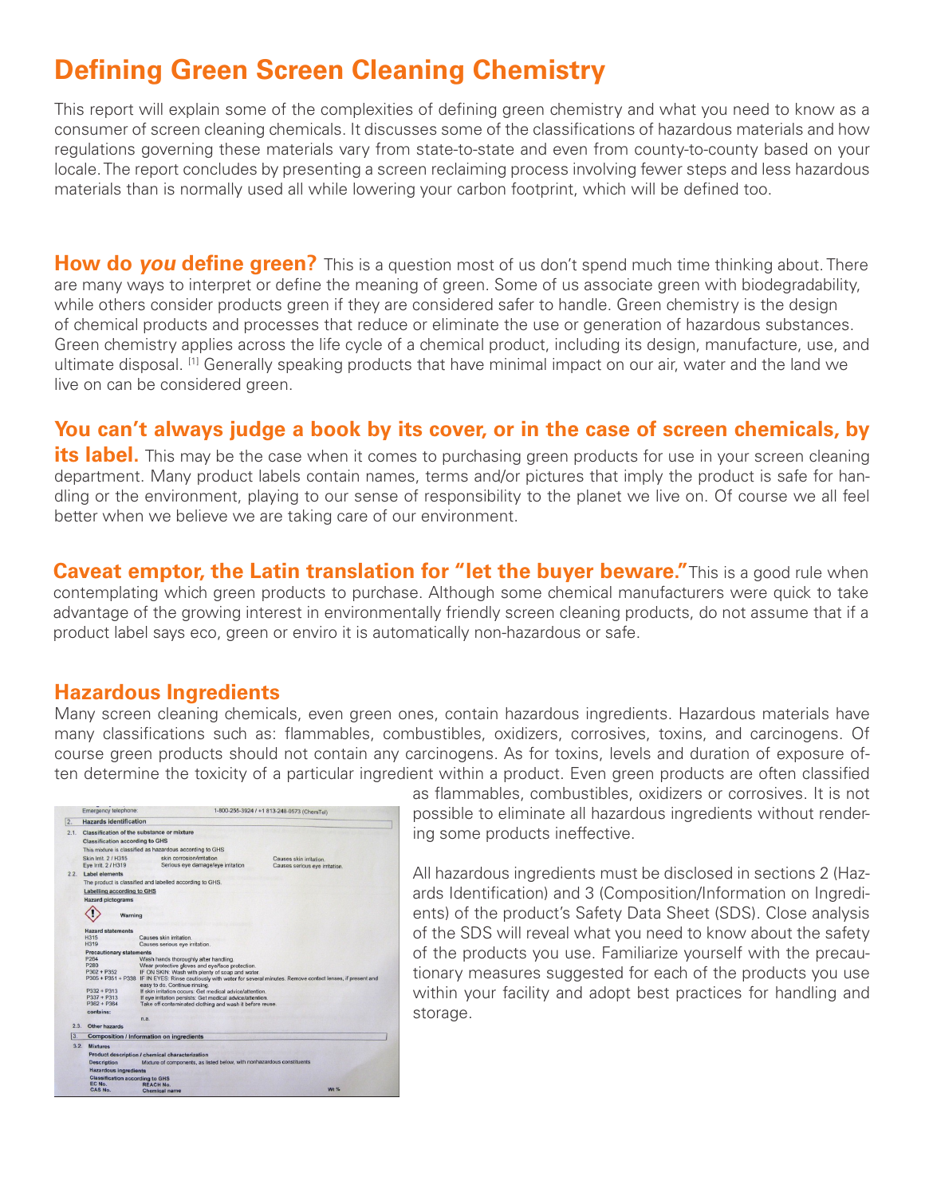# Defining Green Screen Cleaning Chemistry

This report will explain some of the complexities of defining green chemistry and what you need to know as a consumer of screen cleaning chemicals. It discusses some of the classifications of hazardous materials and how regulations governing these materials vary from state-to-state and even from county-to-county based on your locale. The report concludes by presenting a screen reclaiming process involving fewer steps and less hazardous materials than is normally used all while lowering your carbon footprint, which will be defined too.

**How do *you* define green?** This is a question most of us don't spend much time thinking about. There are many ways to interpret or define the meaning of green. Some of us associate green with biodegradability, while others consider products green if they are considered safer to handle. Green chemistry is the design of chemical products and processes that reduce or eliminate the use or generation of hazardous substances. Green chemistry applies across the life cycle of a chemical product, including its design, manufacture, use, and ultimate disposal. [1] Generally speaking products that have minimal impact on our air, water and the land we live on can be considered green.

**You can't always judge a book by its cover, or in the case of screen chemicals, by its label.** This may be the case when it comes to purchasing green products for use in your screen cleaning department. Many product labels contain names, terms and/or pictures that imply the product is safe for handling or the environment, playing to our sense of responsibility to the planet we live on. Of course we all feel better when we believe we are taking care of our environment.

**Caveat emptor, the Latin translation for "let the buyer beware."** This is a good rule when contemplating which green products to purchase. Although some chemical manufacturers were quick to take advantage of the growing interest in environmentally friendly screen cleaning products, do not assume that if a product label says eco, green or enviro it is automatically non-hazardous or safe.

## Hazardous Ingredients

Many screen cleaning chemicals, even green ones, contain hazardous ingredients. Hazardous materials have many classifications such as: flammables, combustibles, oxidizers, corrosives, toxins, and carcinogens. Of course green products should not contain any carcinogens. As for toxins, levels and duration of exposure often determine the toxicity of a particular ingredient within a product. Even green products are often classified as flammables, combustibles, oxidizers or corrosives. It is not possible to eliminate all hazardous ingredients without rendering some products ineffective.

All hazardous ingredients must be disclosed in sections 2 (Hazards Identification) and 3 (Composition/Information on Ingredients) of the product's Safety Data Sheet (SDS). Close analysis of the SDS will reveal what you need to know about the safety of the products you use. Familiarize yourself with the precautionary measures suggested for each of the products you use within your facility and adopt best practices for handling and storage.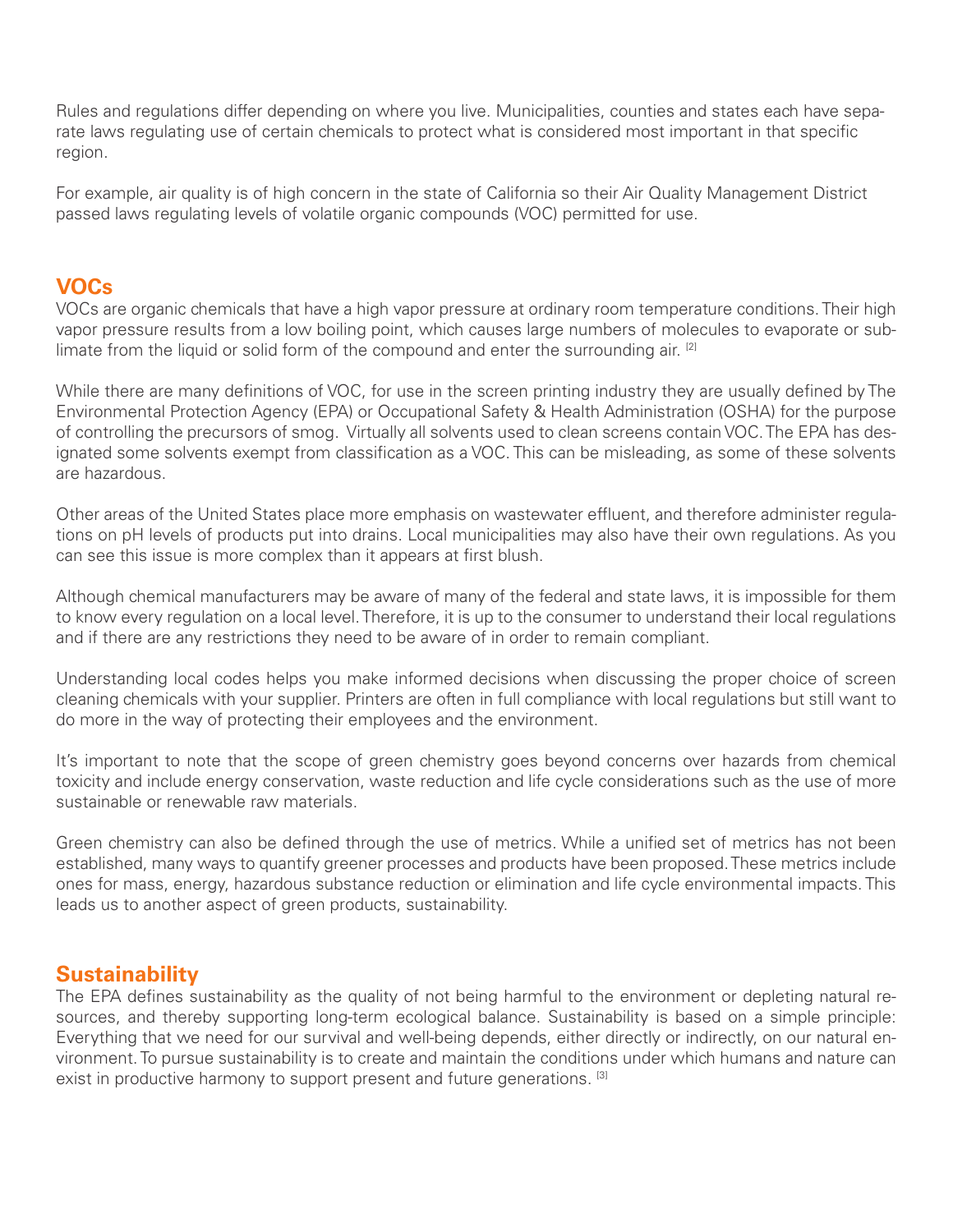Rules and regulations differ depending on where you live. Municipalities, counties and states each have separate laws regulating use of certain chemicals to protect what is considered most important in that specific region.

For example, air quality is of high concern in the state of California so their Air Quality Management District passed laws regulating levels of volatile organic compounds (VOC) permitted for use.

## VOCs

VOCs are organic chemicals that have a high vapor pressure at ordinary room temperature conditions. Their high vapor pressure results from a low boiling point, which causes large numbers of molecules to evaporate or sublimate from the liquid or solid form of the compound and enter the surrounding air. [2]

While there are many definitions of VOC, for use in the screen printing industry they are usually defined by The Environmental Protection Agency (EPA) or Occupational Safety & Health Administration (OSHA) for the purpose of controlling the precursors of smog. Virtually all solvents used to clean screens contain VOC. The EPA has designated some solvents exempt from classification as a VOC. This can be misleading, as some of these solvents are hazardous.

Other areas of the United States place more emphasis on wastewater effluent, and therefore administer regulations on pH levels of products put into drains. Local municipalities may also have their own regulations. As you can see this issue is more complex than it appears at first blush.

Although chemical manufacturers may be aware of many of the federal and state laws, it is impossible for them to know every regulation on a local level. Therefore, it is up to the consumer to understand their local regulations and if there are any restrictions they need to be aware of in order to remain compliant.

Understanding local codes helps you make informed decisions when discussing the proper choice of screen cleaning chemicals with your supplier. Printers are often in full compliance with local regulations but still want to do more in the way of protecting their employees and the environment.

It's important to note that the scope of green chemistry goes beyond concerns over hazards from chemical toxicity and include energy conservation, waste reduction and life cycle considerations such as the use of more sustainable or renewable raw materials.

Green chemistry can also be defined through the use of metrics. While a unified set of metrics has not been established, many ways to quantify greener processes and products have been proposed. These metrics include ones for mass, energy, hazardous substance reduction or elimination and life cycle environmental impacts. This leads us to another aspect of green products, sustainability.

## Sustainability

The EPA defines sustainability as the quality of not being harmful to the environment or depleting natural resources, and thereby supporting long-term ecological balance. Sustainability is based on a simple principle: Everything that we need for our survival and well-being depends, either directly or indirectly, on our natural environment. To pursue sustainability is to create and maintain the conditions under which humans and nature can exist in productive harmony to support present and future generations. [3]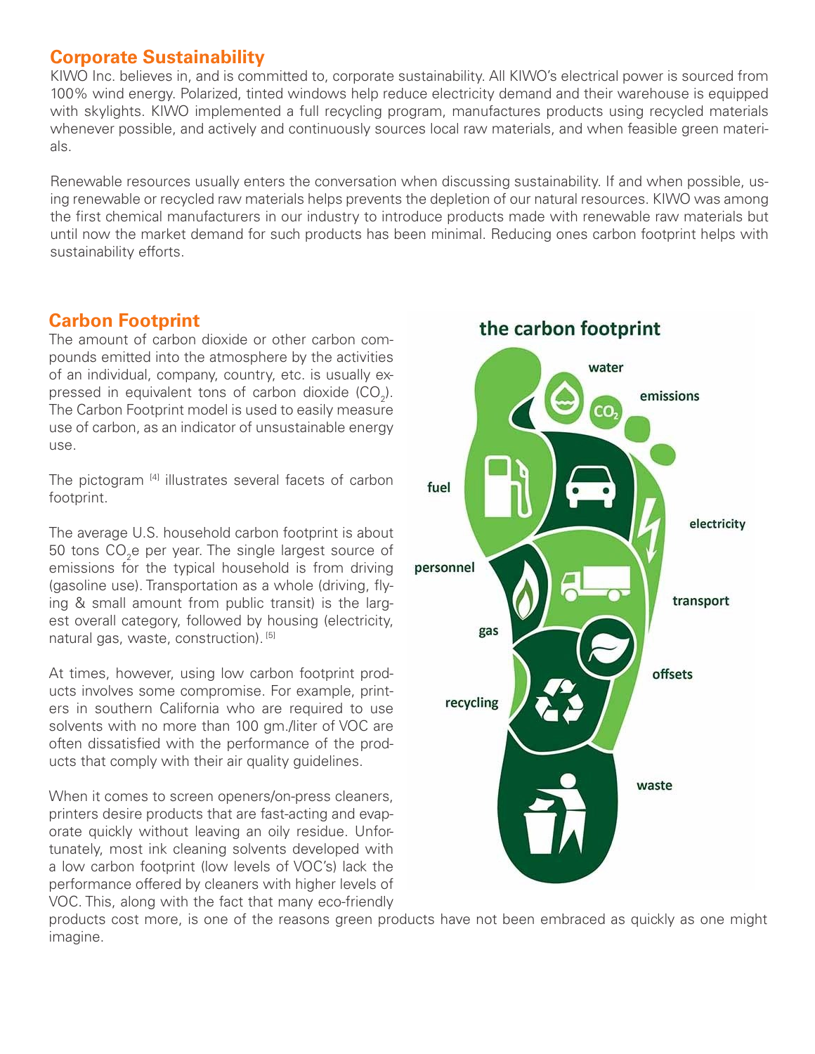## Corporate Sustainability

KIWO Inc. believes in, and is committed to, corporate sustainability. All KIWO's electrical power is sourced from 100% wind energy. Polarized, tinted windows help reduce electricity demand and their warehouse is equipped with skylights. KIWO implemented a full recycling program, manufactures products using recycled materials whenever possible, and actively and continuously sources local raw materials, and when feasible green materials.

Renewable resources usually enters the conversation when discussing sustainability. If and when possible, using renewable or recycled raw materials helps prevents the depletion of our natural resources. KIWO was among the first chemical manufacturers in our industry to introduce products made with renewable raw materials but until now the market demand for such products has been minimal. Reducing ones carbon footprint helps with sustainability efforts.

## Carbon Footprint

The amount of carbon dioxide or other carbon compounds emitted into the atmosphere by the activities of an individual, company, country, etc. is usually expressed in equivalent tons of carbon dioxide ($CO_2$). The Carbon Footprint model is used to easily measure use of carbon, as an indicator of unsustainable energy use.

The pictogram [4] illustrates several facets of carbon footprint.

the carbon footprint

water, emissions, fuel, electricity, personnel, transport, gas, offsets, recycling, waste

The average U.S. household carbon footprint is about 50 tons $CO_2e$ per year. The single largest source of emissions for the typical household is from driving (gasoline use). Transportation as a whole (driving, flying & small amount from public transit) is the largest overall category, followed by housing (electricity, natural gas, waste, construction). [5]

At times, however, using low carbon footprint products involves some compromise. For example, printers in southern California who are required to use solvents with no more than 100 gm./liter of VOC are often dissatisfied with the performance of the products that comply with their air quality guidelines.

When it comes to screen openers/on-press cleaners, printers desire products that are fast-acting and evaporate quickly without leaving an oily residue. Unfortunately, most ink cleaning solvents developed with a low carbon footprint (low levels of VOC's) lack the performance offered by cleaners with higher levels of VOC. This, along with the fact that many eco-friendly products cost more, is one of the reasons green products have not been embraced as quickly as one might imagine.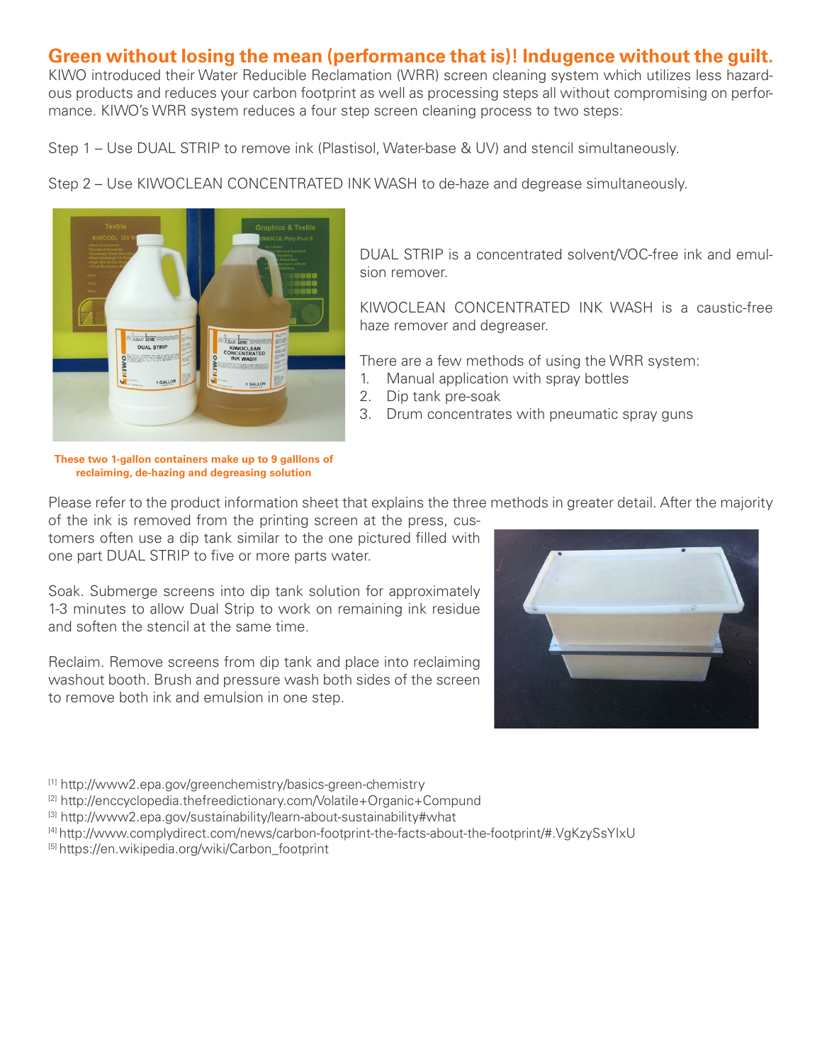## Green without losing the mean (performance that is)! Indugence without the guilt.

KIWO introduced their Water Reducible Reclamation (WRR) screen cleaning system which utilizes less hazardous products and reduces your carbon footprint as well as processing steps all without compromising on performance. KIWO's WRR system reduces a four step screen cleaning process to two steps:

Step 1 – Use DUAL STRIP to remove ink (Plastisol, Water-base & UV) and stencil simultaneously.

Step 2 – Use KIWOCLEAN CONCENTRATED INK WASH to de-haze and degrease simultaneously.

**These two 1-gallon containers make up to 9 galllons of reclaiming, de-hazing and degreasing solution**

DUAL STRIP is a concentrated solvent/VOC-free ink and emulsion remover.

KIWOCLEAN CONCENTRATED INK WASH is a caustic-free haze remover and degreaser.

There are a few methods of using the WRR system:

1. Manual application with spray bottles
2. Dip tank pre-soak
3. Drum concentrates with pneumatic spray guns

Please refer to the product information sheet that explains the three methods in greater detail. After the majority of the ink is removed from the printing screen at the press, customers often use a dip tank similar to the one pictured filled with one part DUAL STRIP to five or more parts water.

Soak. Submerge screens into dip tank solution for approximately 1-3 minutes to allow Dual Strip to work on remaining ink residue and soften the stencil at the same time.

Reclaim. Remove screens from dip tank and place into reclaiming washout booth. Brush and pressure wash both sides of the screen to remove both ink and emulsion in one step.

[1] http://www2.epa.gov/greenchemistry/basics-green-chemistry
[2] http://enccyclopedia.thefreedictionary.com/Volatile+Organic+Compund
[3] http://www2.epa.gov/sustainability/learn-about-sustainability#what
[4] http://www.complydirect.com/news/carbon-footprint-the-facts-about-the-footprint/#.VgKzySsYIxU
[5] https://en.wikipedia.org/wiki/Carbon_footprint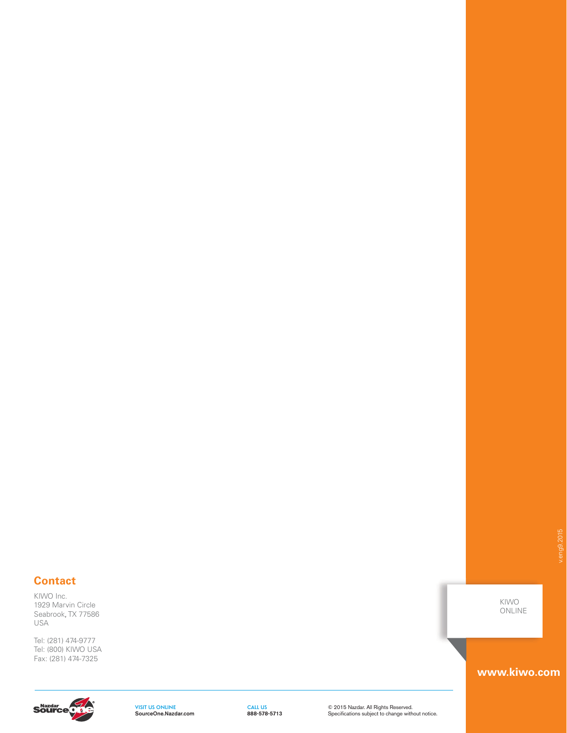## Contact

KIWO Inc.
1929 Marvin Circle
Seabrook, TX 77586
USA

Tel: (281) 474-9777
Tel: (800) KIWO USA
Fax: (281) 474-7325

KIWO ONLINE

**www.kiwo.com**

v.eng9.2015

VISIT US ONLINE
**SourceOne.Nazdar.com**

CALL US
**888-578-5713**

© 2015 Nazdar. All Rights Reserved.
Specifications subject to change without notice.